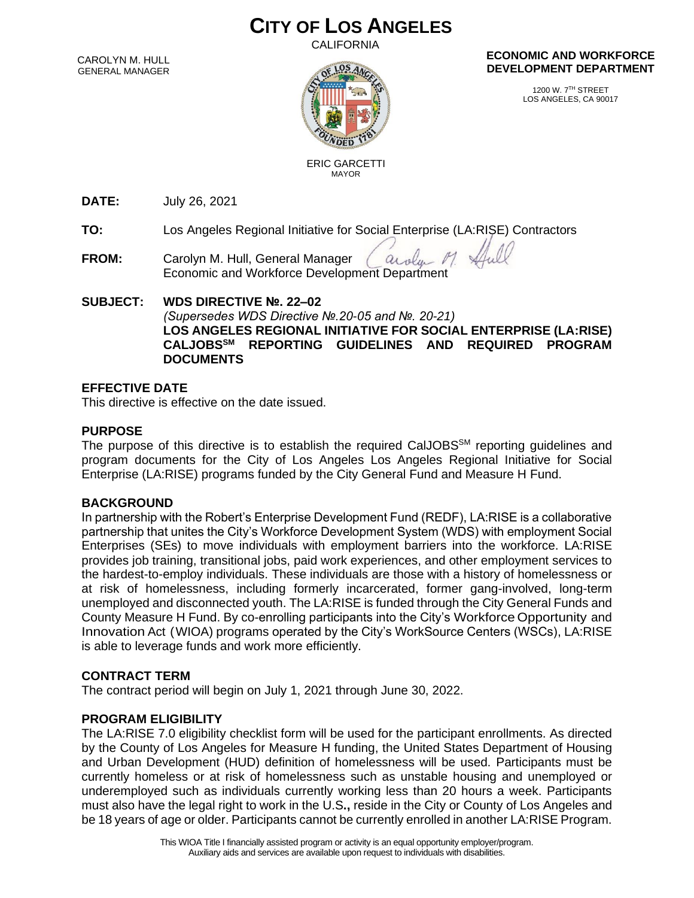# CITY OF LOS ANGELES

CALIFORNIA

CAROLYN M. HULL
GENERAL MANAGER

**ECONOMIC AND WORKFORCE DEVELOPMENT DEPARTMENT**

1200 W. 7TH STREET
LOS ANGELES, CA 90017

ERIC GARCETTI
MAYOR

**DATE:** July 26, 2021

**TO:** Los Angeles Regional Initiative for Social Enterprise (LA:RISE) Contractors

**FROM:** Carolyn M. Hull, General Manager
Economic and Workforce Development Department

**SUBJECT: WDS DIRECTIVE №. 22–02**
*(Supersedes WDS Directive №.20-05 and №. 20-21)*
**LOS ANGELES REGIONAL INITIATIVE FOR SOCIAL ENTERPRISE (LA:RISE) CALJOBS[SM] REPORTING GUIDELINES AND REQUIRED PROGRAM DOCUMENTS**

## EFFECTIVE DATE

This directive is effective on the date issued.

## PURPOSE

The purpose of this directive is to establish the required CalJOBS[SM] reporting guidelines and program documents for the City of Los Angeles Los Angeles Regional Initiative for Social Enterprise (LA:RISE) programs funded by the City General Fund and Measure H Fund.

## BACKGROUND

In partnership with the Robert's Enterprise Development Fund (REDF), LA:RISE is a collaborative partnership that unites the City's Workforce Development System (WDS) with employment Social Enterprises (SEs) to move individuals with employment barriers into the workforce. LA:RISE provides job training, transitional jobs, paid work experiences, and other employment services to the hardest-to-employ individuals. These individuals are those with a history of homelessness or at risk of homelessness, including formerly incarcerated, former gang-involved, long-term unemployed and disconnected youth. The LA:RISE is funded through the City General Funds and County Measure H Fund. By co-enrolling participants into the City's Workforce Opportunity and Innovation Act (WIOA) programs operated by the City's WorkSource Centers (WSCs), LA:RISE is able to leverage funds and work more efficiently.

## CONTRACT TERM

The contract period will begin on July 1, 2021 through June 30, 2022.

## PROGRAM ELIGIBILITY

The LA:RISE 7.0 eligibility checklist form will be used for the participant enrollments. As directed by the County of Los Angeles for Measure H funding, the United States Department of Housing and Urban Development (HUD) definition of homelessness will be used. Participants must be currently homeless or at risk of homelessness such as unstable housing and unemployed or underemployed such as individuals currently working less than 20 hours a week. Participants must also have the legal right to work in the U.S**.,** reside in the City or County of Los Angeles and be 18 years of age or older. Participants cannot be currently enrolled in another LA:RISE Program.

This WIOA Title I financially assisted program or activity is an equal opportunity employer/program.
Auxiliary aids and services are available upon request to individuals with disabilities.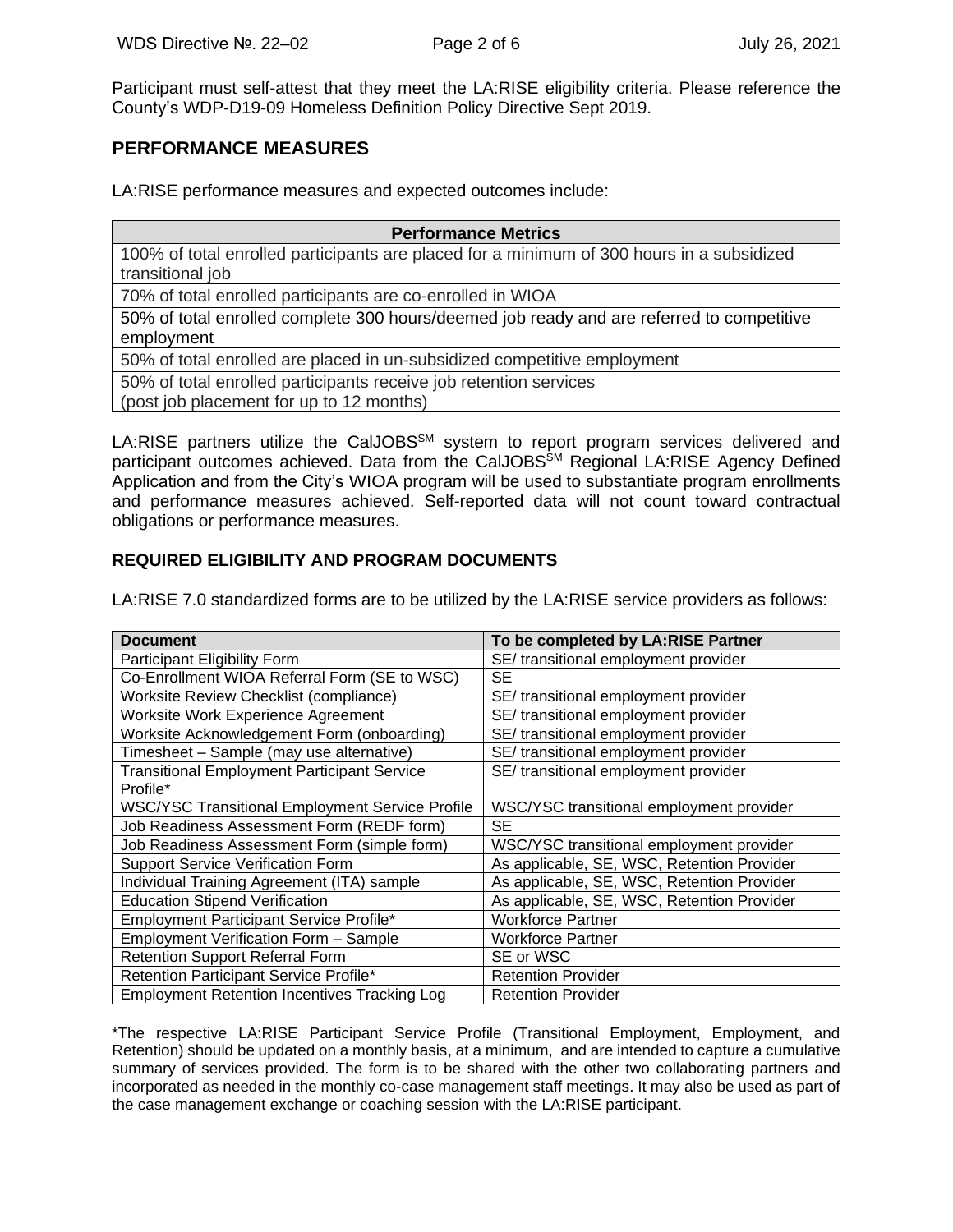Participant must self-attest that they meet the LA:RISE eligibility criteria. Please reference the County's WDP-D19-09 Homeless Definition Policy Directive Sept 2019.

## PERFORMANCE MEASURES

LA:RISE performance measures and expected outcomes include:

| Performance Metrics |
| --- |
| 100% of total enrolled participants are placed for a minimum of 300 hours in a subsidized transitional job |
| 70% of total enrolled participants are co-enrolled in WIOA |
| 50% of total enrolled complete 300 hours/deemed job ready and are referred to competitive employment |
| 50% of total enrolled are placed in un-subsidized competitive employment |
| 50% of total enrolled participants receive job retention services (post job placement for up to 12 months) |

LA:RISE partners utilize the CalJOBS[SM] system to report program services delivered and participant outcomes achieved. Data from the CalJOBS[SM] Regional LA:RISE Agency Defined Application and from the City's WIOA program will be used to substantiate program enrollments and performance measures achieved. Self-reported data will not count toward contractual obligations or performance measures.

### REQUIRED ELIGIBILITY AND PROGRAM DOCUMENTS

LA:RISE 7.0 standardized forms are to be utilized by the LA:RISE service providers as follows:

| Document | To be completed by LA:RISE Partner |
| --- | --- |
| Participant Eligibility Form | SE/ transitional employment provider |
| Co-Enrollment WIOA Referral Form (SE to WSC) | SE |
| Worksite Review Checklist (compliance) | SE/ transitional employment provider |
| Worksite Work Experience Agreement | SE/ transitional employment provider |
| Worksite Acknowledgement Form (onboarding) | SE/ transitional employment provider |
| Timesheet – Sample (may use alternative) | SE/ transitional employment provider |
| Transitional Employment Participant Service Profile* | SE/ transitional employment provider |
| WSC/YSC Transitional Employment Service Profile | WSC/YSC transitional employment provider |
| Job Readiness Assessment Form (REDF form) | SE |
| Job Readiness Assessment Form (simple form) | WSC/YSC transitional employment provider |
| Support Service Verification Form | As applicable, SE, WSC, Retention Provider |
| Individual Training Agreement (ITA) sample | As applicable, SE, WSC, Retention Provider |
| Education Stipend Verification | As applicable, SE, WSC, Retention Provider |
| Employment Participant Service Profile* | Workforce Partner |
| Employment Verification Form – Sample | Workforce Partner |
| Retention Support Referral Form | SE or WSC |
| Retention Participant Service Profile* | Retention Provider |
| Employment Retention Incentives Tracking Log | Retention Provider |

*The respective LA:RISE Participant Service Profile (Transitional Employment, Employment, and Retention) should be updated on a monthly basis, at a minimum, and are intended to capture a cumulative summary of services provided. The form is to be shared with the other two collaborating partners and incorporated as needed in the monthly co-case management staff meetings. It may also be used as part of the case management exchange or coaching session with the LA:RISE participant.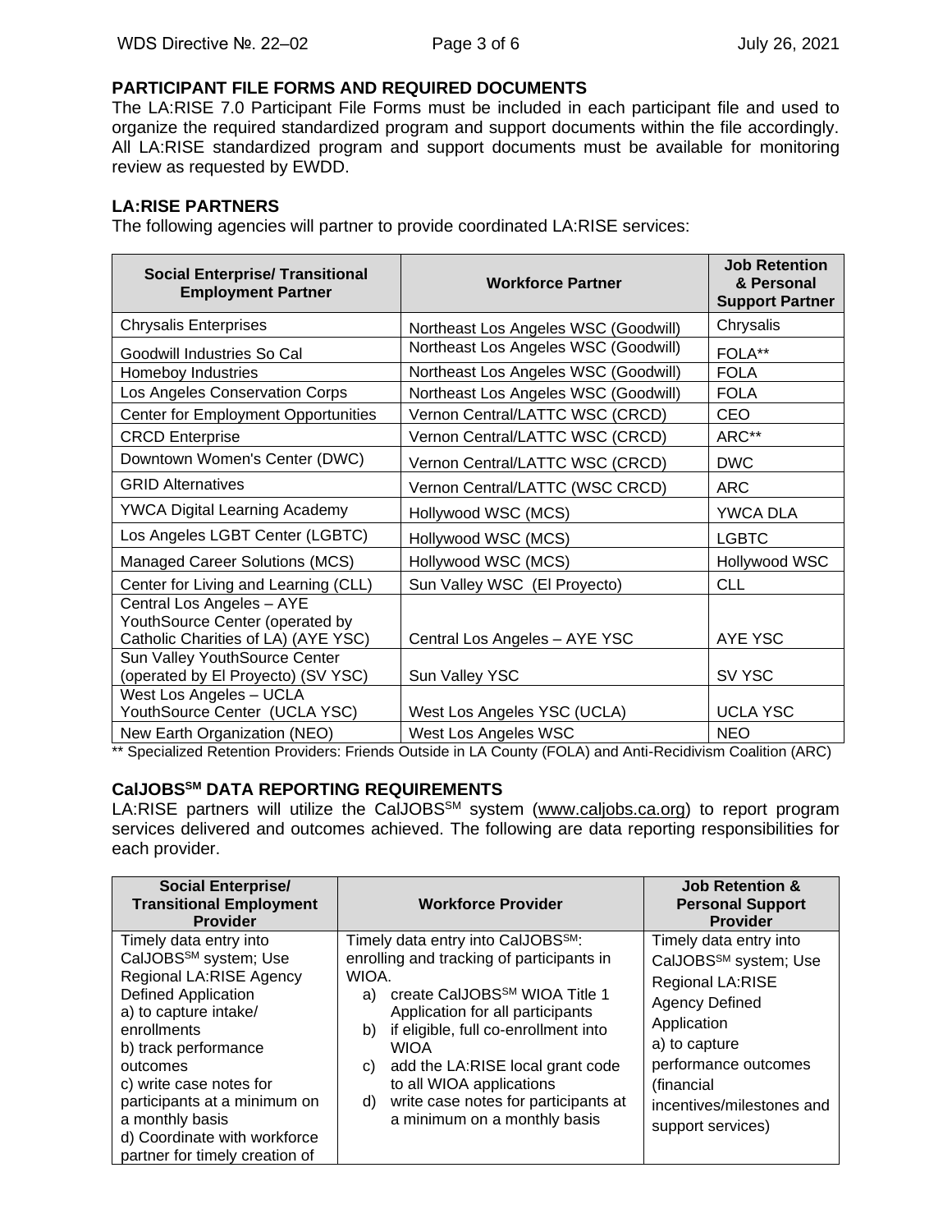## PARTICIPANT FILE FORMS AND REQUIRED DOCUMENTS

The LA:RISE 7.0 Participant File Forms must be included in each participant file and used to organize the required standardized program and support documents within the file accordingly. All LA:RISE standardized program and support documents must be available for monitoring review as requested by EWDD.

## LA:RISE PARTNERS

The following agencies will partner to provide coordinated LA:RISE services:

| Social Enterprise/ Transitional Employment Partner | Workforce Partner | Job Retention & Personal Support Partner |
|---|---|---|
| Chrysalis Enterprises | Northeast Los Angeles WSC (Goodwill) | Chrysalis |
| Goodwill Industries So Cal | Northeast Los Angeles WSC (Goodwill) | FOLA** |
| Homeboy Industries | Northeast Los Angeles WSC (Goodwill) | FOLA |
| Los Angeles Conservation Corps | Northeast Los Angeles WSC (Goodwill) | FOLA |
| Center for Employment Opportunities | Vernon Central/LATTC WSC (CRCD) | CEO |
| CRCD Enterprise | Vernon Central/LATTC WSC (CRCD) | ARC** |
| Downtown Women's Center (DWC) | Vernon Central/LATTC WSC (CRCD) | DWC |
| GRID Alternatives | Vernon Central/LATTC (WSC CRCD) | ARC |
| YWCA Digital Learning Academy | Hollywood WSC (MCS) | YWCA DLA |
| Los Angeles LGBT Center (LGBTC) | Hollywood WSC (MCS) | LGBTC |
| Managed Career Solutions (MCS) | Hollywood WSC (MCS) | Hollywood WSC |
| Center for Living and Learning (CLL) | Sun Valley WSC (El Proyecto) | CLL |
| Central Los Angeles – AYE YouthSource Center (operated by Catholic Charities of LA) (AYE YSC) | Central Los Angeles – AYE YSC | AYE YSC |
| Sun Valley YouthSource Center (operated by El Proyecto) (SV YSC) | Sun Valley YSC | SV YSC |
| West Los Angeles – UCLA YouthSource Center (UCLA YSC) | West Los Angeles YSC (UCLA) | UCLA YSC |
| New Earth Organization (NEO) | West Los Angeles WSC | NEO |

** Specialized Retention Providers: Friends Outside in LA County (FOLA) and Anti-Recidivism Coalition (ARC)

## CalJOBS[SM] DATA REPORTING REQUIREMENTS

LA:RISE partners will utilize the CalJOBS[SM] system (www.caljobs.ca.org) to report program services delivered and outcomes achieved. The following are data reporting responsibilities for each provider.

| Social Enterprise/ Transitional Employment Provider | Workforce Provider | Job Retention & Personal Support Provider |
|---|---|---|
| Timely data entry into CalJOBS[SM] system; Use Regional LA:RISE Agency Defined Application<br>a) to capture intake/ enrollments<br>b) track performance outcomes<br>c) write case notes for participants at a minimum on a monthly basis<br>d) Coordinate with workforce partner for timely creation of | Timely data entry into CalJOBS[SM]: enrolling and tracking of participants in WIOA.<br>a) create CalJOBS[SM] WIOA Title 1 Application for all participants<br>b) if eligible, full co-enrollment into WIOA<br>c) add the LA:RISE local grant code to all WIOA applications<br>d) write case notes for participants at a minimum on a monthly basis | Timely data entry into CalJOBS[SM] system; Use Regional LA:RISE Agency Defined Application<br>a) to capture performance outcomes (financial incentives/milestones and support services) |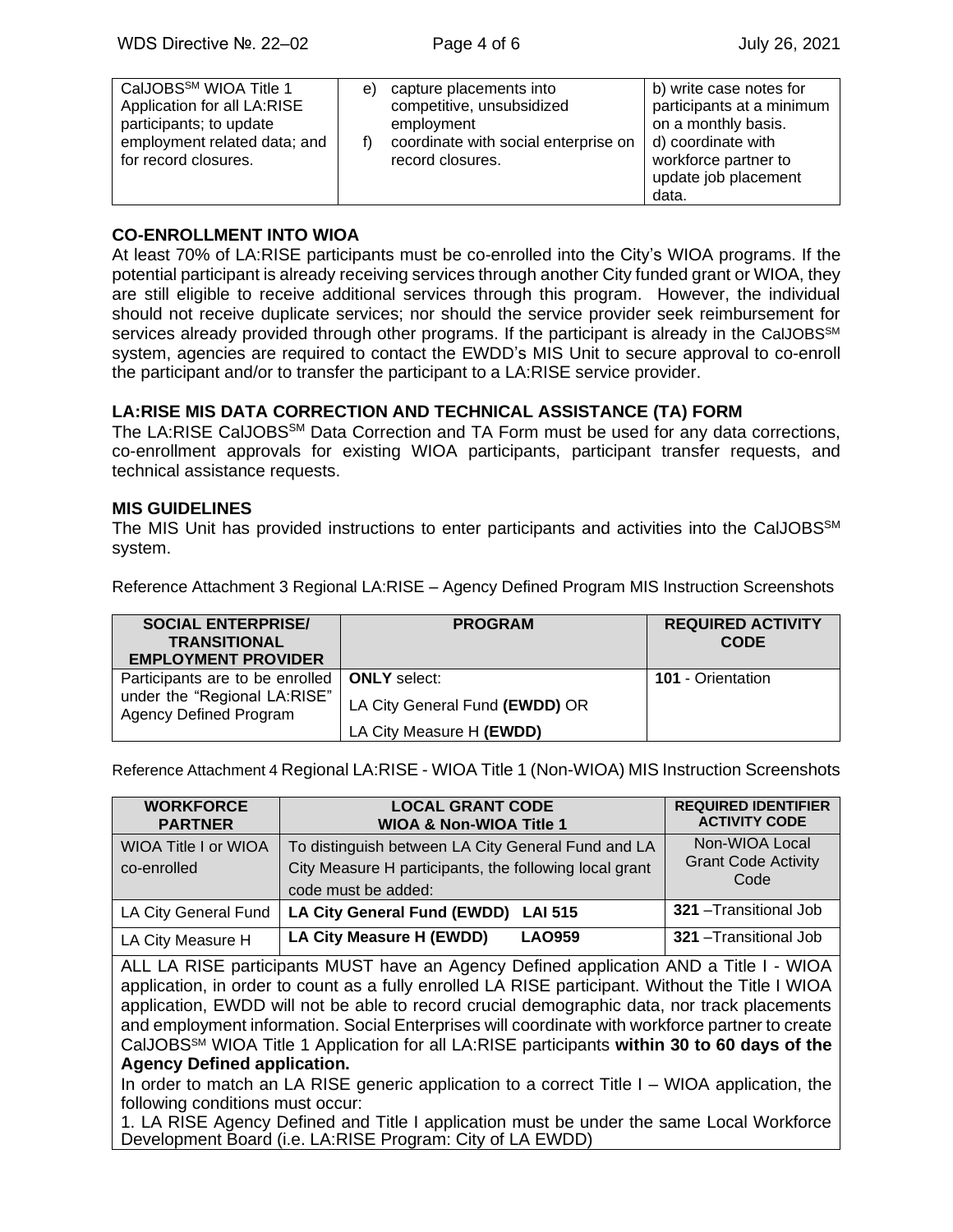| CalJOBS[SM] WIOA Title 1 Application for all LA:RISE participants; to update employment related data; and for record closures. | e) capture placements into competitive, unsubsidized employment<br>f) coordinate with social enterprise on record closures. | b) write case notes for participants at a minimum on a monthly basis.<br>d) coordinate with workforce partner to update job placement data. |
|---|---|---|

## CO-ENROLLMENT INTO WIOA

At least 70% of LA:RISE participants must be co-enrolled into the City's WIOA programs. If the potential participant is already receiving services through another City funded grant or WIOA, they are still eligible to receive additional services through this program. However, the individual should not receive duplicate services; nor should the service provider seek reimbursement for services already provided through other programs. If the participant is already in the CalJOBS[SM] system, agencies are required to contact the EWDD's MIS Unit to secure approval to co-enroll the participant and/or to transfer the participant to a LA:RISE service provider.

## LA:RISE MIS DATA CORRECTION AND TECHNICAL ASSISTANCE (TA) FORM

The LA:RISE CalJOBS[SM] Data Correction and TA Form must be used for any data corrections, co-enrollment approvals for existing WIOA participants, participant transfer requests, and technical assistance requests.

## MIS GUIDELINES

The MIS Unit has provided instructions to enter participants and activities into the CalJOBS[SM] system.

Reference Attachment 3 Regional LA:RISE – Agency Defined Program MIS Instruction Screenshots

| SOCIAL ENTERPRISE/ TRANSITIONAL EMPLOYMENT PROVIDER | PROGRAM | REQUIRED ACTIVITY CODE |
|---|---|---|
| Participants are to be enrolled under the "Regional LA:RISE" Agency Defined Program | **ONLY** select:<br>LA City General Fund **(EWDD)** OR<br>LA City Measure H **(EWDD)** | **101** - Orientation |

Reference Attachment 4 Regional LA:RISE - WIOA Title 1 (Non-WIOA) MIS Instruction Screenshots

| WORKFORCE PARTNER | LOCAL GRANT CODE WIOA & Non-WIOA Title 1 | REQUIRED IDENTIFIER ACTIVITY CODE |
|---|---|---|
| WIOA Title I or WIOA co-enrolled | To distinguish between LA City General Fund and LA City Measure H participants, the following local grant code must be added: | Non-WIOA Local Grant Code Activity Code |
| LA City General Fund | **LA City General Fund (EWDD) LAI 515** | **321** –Transitional Job |
| LA City Measure H | **LA City Measure H (EWDD) LAO959** | **321** –Transitional Job |

ALL LA RISE participants MUST have an Agency Defined application AND a Title I - WIOA application, in order to count as a fully enrolled LA RISE participant. Without the Title I WIOA application, EWDD will not be able to record crucial demographic data, nor track placements and employment information. Social Enterprises will coordinate with workforce partner to create CalJOBS[SM] WIOA Title 1 Application for all LA:RISE participants **within 30 to 60 days of the Agency Defined application.**

In order to match an LA RISE generic application to a correct Title I – WIOA application, the following conditions must occur:

1. LA RISE Agency Defined and Title I application must be under the same Local Workforce Development Board (i.e. LA:RISE Program: City of LA EWDD)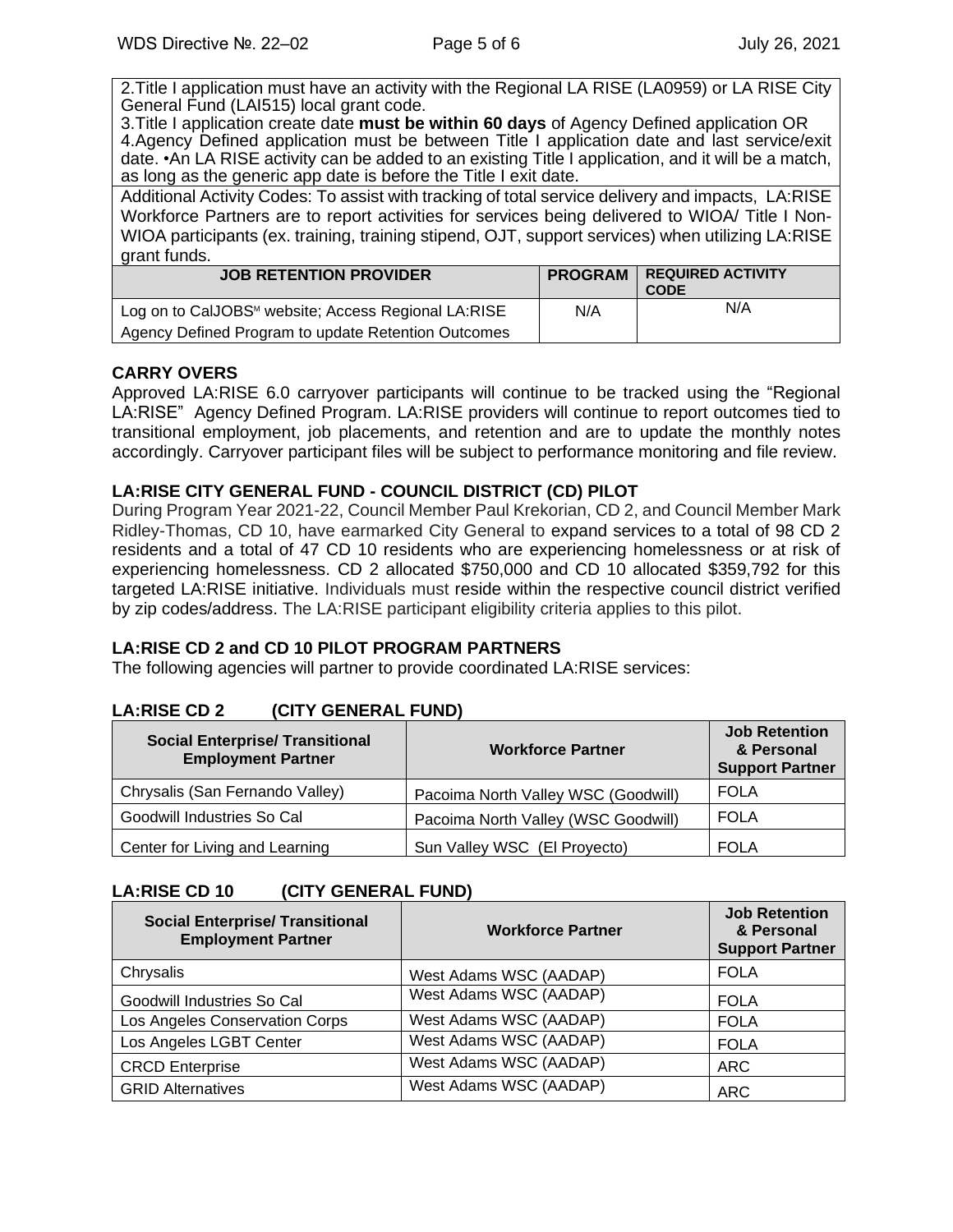2.Title I application must have an activity with the Regional LA RISE (LA0959) or LA RISE City General Fund (LAI515) local grant code.
3.Title I application create date **must be within 60 days** of Agency Defined application OR
4.Agency Defined application must be between Title I application date and last service/exit date. •An LA RISE activity can be added to an existing Title I application, and it will be a match, as long as the generic app date is before the Title I exit date.

Additional Activity Codes: To assist with tracking of total service delivery and impacts, LA:RISE Workforce Partners are to report activities for services being delivered to WIOA/ Title I Non-WIOA participants (ex. training, training stipend, OJT, support services) when utilizing LA:RISE grant funds.

| JOB RETENTION PROVIDER | PROGRAM | REQUIRED ACTIVITY CODE |
|---|---|---|
| Log on to CalJOBS℠ website; Access Regional LA:RISE Agency Defined Program to update Retention Outcomes | N/A | N/A |

## CARRY OVERS

Approved LA:RISE 6.0 carryover participants will continue to be tracked using the "Regional LA:RISE" Agency Defined Program. LA:RISE providers will continue to report outcomes tied to transitional employment, job placements, and retention and are to update the monthly notes accordingly. Carryover participant files will be subject to performance monitoring and file review.

## LA:RISE CITY GENERAL FUND - COUNCIL DISTRICT (CD) PILOT

During Program Year 2021-22, Council Member Paul Krekorian, CD 2, and Council Member Mark Ridley-Thomas, CD 10, have earmarked City General to expand services to a total of 98 CD 2 residents and a total of 47 CD 10 residents who are experiencing homelessness or at risk of experiencing homelessness. CD 2 allocated $750,000 and CD 10 allocated $359,792 for this targeted LA:RISE initiative. Individuals must reside within the respective council district verified by zip codes/address. The LA:RISE participant eligibility criteria applies to this pilot.

## LA:RISE CD 2 and CD 10 PILOT PROGRAM PARTNERS

The following agencies will partner to provide coordinated LA:RISE services:

### LA:RISE CD 2 (CITY GENERAL FUND)

| Social Enterprise/ Transitional Employment Partner | Workforce Partner | Job Retention & Personal Support Partner |
|---|---|---|
| Chrysalis (San Fernando Valley) | Pacoima North Valley WSC (Goodwill) | FOLA |
| Goodwill Industries So Cal | Pacoima North Valley (WSC Goodwill) | FOLA |
| Center for Living and Learning | Sun Valley WSC (El Proyecto) | FOLA |

### LA:RISE CD 10 (CITY GENERAL FUND)

| Social Enterprise/ Transitional Employment Partner | Workforce Partner | Job Retention & Personal Support Partner |
|---|---|---|
| Chrysalis | West Adams WSC (AADAP) | FOLA |
| Goodwill Industries So Cal | West Adams WSC (AADAP) | FOLA |
| Los Angeles Conservation Corps | West Adams WSC (AADAP) | FOLA |
| Los Angeles LGBT Center | West Adams WSC (AADAP) | FOLA |
| CRCD Enterprise | West Adams WSC (AADAP) | ARC |
| GRID Alternatives | West Adams WSC (AADAP) | ARC |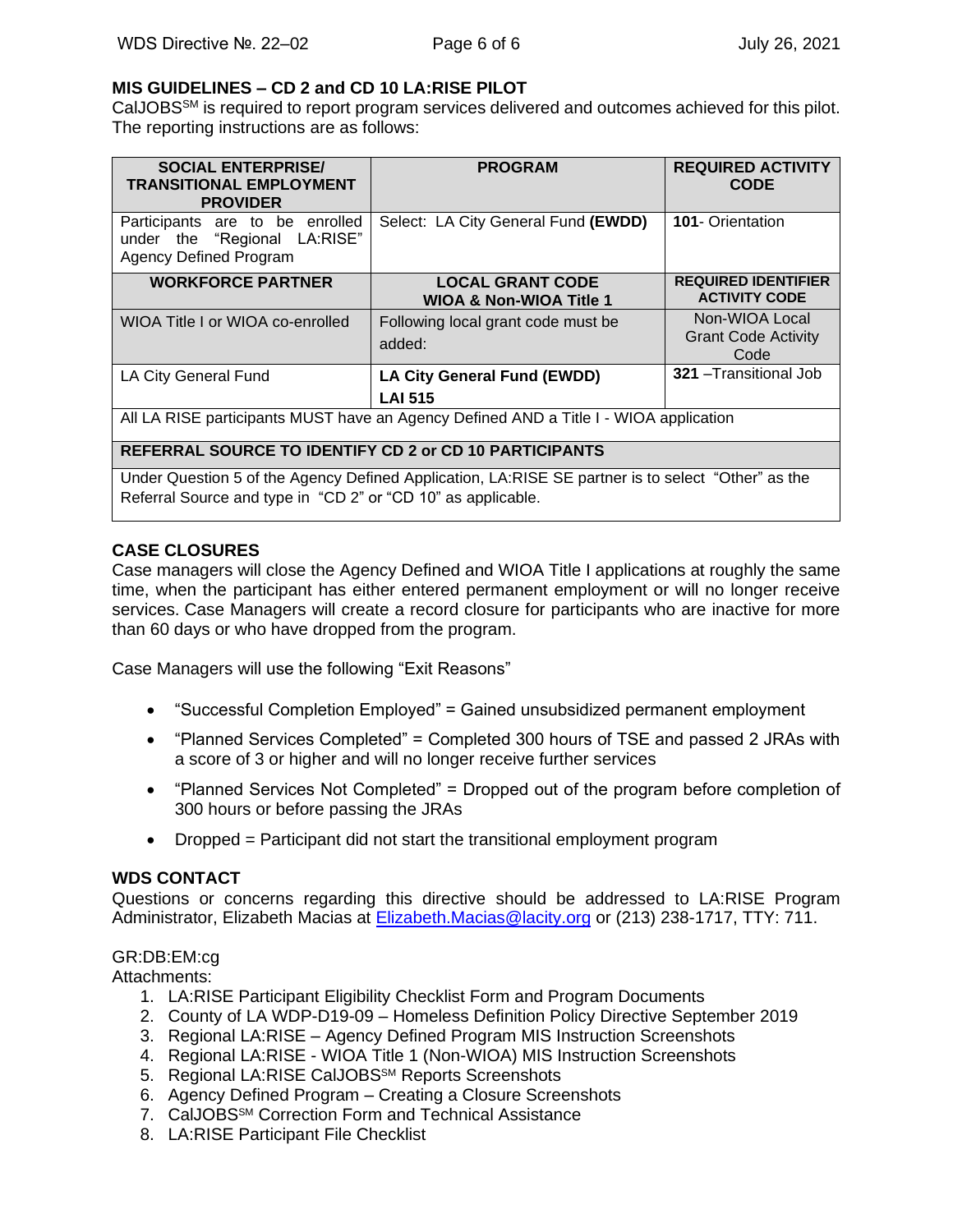## MIS GUIDELINES – CD 2 and CD 10 LA:RISE PILOT

CalJOBS[SM] is required to report program services delivered and outcomes achieved for this pilot. The reporting instructions are as follows:

| SOCIAL ENTERPRISE/ TRANSITIONAL EMPLOYMENT PROVIDER | PROGRAM | REQUIRED ACTIVITY CODE |
|---|---|---|
| Participants are to be enrolled under the "Regional LA:RISE" Agency Defined Program | Select: LA City General Fund **(EWDD)** | **101**- Orientation |
| **WORKFORCE PARTNER** | **LOCAL GRANT CODE WIOA & Non-WIOA Title 1** | **REQUIRED IDENTIFIER ACTIVITY CODE** |
| WIOA Title I or WIOA co-enrolled | Following local grant code must be added: | Non-WIOA Local Grant Code Activity Code |
| LA City General Fund | **LA City General Fund (EWDD)** **LAI 515** | **321** –Transitional Job |
| All LA RISE participants MUST have an Agency Defined AND a Title I - WIOA application | | |
| **REFERRAL SOURCE TO IDENTIFY CD 2 or CD 10 PARTICIPANTS** | | |
| Under Question 5 of the Agency Defined Application, LA:RISE SE partner is to select "Other" as the Referral Source and type in "CD 2" or "CD 10" as applicable. | | |

## CASE CLOSURES

Case managers will close the Agency Defined and WIOA Title I applications at roughly the same time, when the participant has either entered permanent employment or will no longer receive services. Case Managers will create a record closure for participants who are inactive for more than 60 days or who have dropped from the program.

Case Managers will use the following "Exit Reasons"

- "Successful Completion Employed" = Gained unsubsidized permanent employment
- "Planned Services Completed" = Completed 300 hours of TSE and passed 2 JRAs with a score of 3 or higher and will no longer receive further services
- "Planned Services Not Completed" = Dropped out of the program before completion of 300 hours or before passing the JRAs
- Dropped = Participant did not start the transitional employment program

## WDS CONTACT

Questions or concerns regarding this directive should be addressed to LA:RISE Program Administrator, Elizabeth Macias at Elizabeth.Macias@lacity.org or (213) 238-1717, TTY: 711.

GR:DB:EM:cg

Attachments:

1. LA:RISE Participant Eligibility Checklist Form and Program Documents
2. County of LA WDP-D19-09 – Homeless Definition Policy Directive September 2019
3. Regional LA:RISE – Agency Defined Program MIS Instruction Screenshots
4. Regional LA:RISE - WIOA Title 1 (Non-WIOA) MIS Instruction Screenshots
5. Regional LA:RISE CalJOBS[SM] Reports Screenshots
6. Agency Defined Program – Creating a Closure Screenshots
7. CalJOBS[SM] Correction Form and Technical Assistance
8. LA:RISE Participant File Checklist